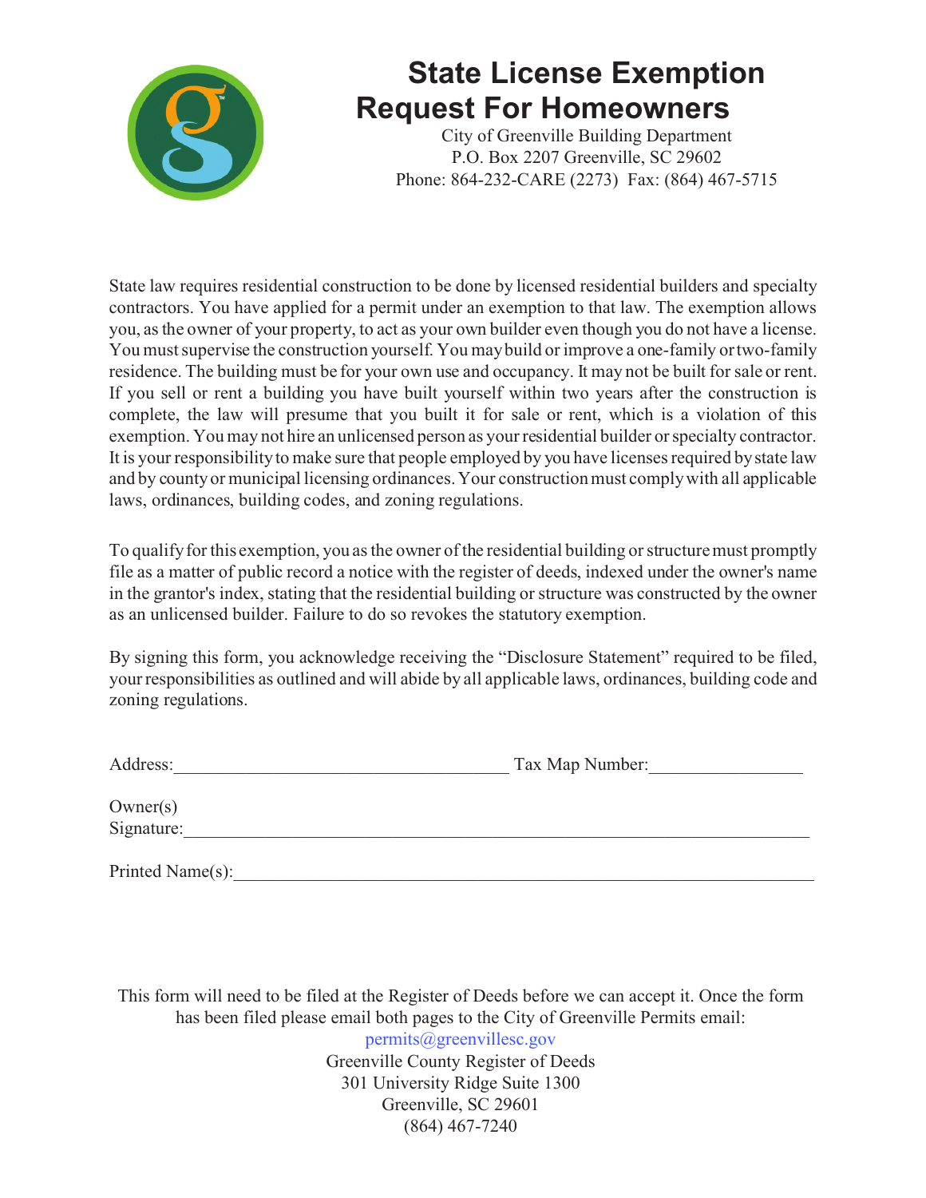# State License Exemption Request For Homeowners

City of Greenville Building Department
P.O. Box 2207 Greenville, SC 29602
Phone: 864-232-CARE (2273) Fax: (864) 467-5715

State law requires residential construction to be done by licensed residential builders and specialty contractors. You have applied for a permit under an exemption to that law. The exemption allows you, as the owner of your property, to act as your own builder even though you do not have a license. You must supervise the construction yourself. You may build or improve a one-family or two-family residence. The building must be for your own use and occupancy. It may not be built for sale or rent. If you sell or rent a building you have built yourself within two years after the construction is complete, the law will presume that you built it for sale or rent, which is a violation of this exemption. You may not hire an unlicensed person as your residential builder or specialty contractor. It is your responsibility to make sure that people employed by you have licenses required by state law and by county or municipal licensing ordinances. Your construction must comply with all applicable laws, ordinances, building codes, and zoning regulations.

To qualify for this exemption, you as the owner of the residential building or structure must promptly file as a matter of public record a notice with the register of deeds, indexed under the owner's name in the grantor's index, stating that the residential building or structure was constructed by the owner as an unlicensed builder. Failure to do so revokes the statutory exemption.

By signing this form, you acknowledge receiving the "Disclosure Statement" required to be filed, your responsibilities as outlined and will abide by all applicable laws, ordinances, building code and zoning regulations.

Address:\_\_\_\_\_\_\_\_\_\_\_\_\_\_\_\_\_\_\_\_\_\_\_\_\_\_\_\_\_\_\_\_\_\_\_\_ Tax Map Number:\_\_\_\_\_\_\_\_\_\_\_\_\_\_\_\_

Owner(s)
Signature:\_\_\_\_\_\_\_\_\_\_\_\_\_\_\_\_\_\_\_\_\_\_\_\_\_\_\_\_\_\_\_\_\_\_\_\_\_\_\_\_\_\_\_\_\_\_\_\_\_\_\_\_\_\_\_\_\_\_\_\_\_\_\_\_\_

Printed Name(s):\_\_\_\_\_\_\_\_\_\_\_\_\_\_\_\_\_\_\_\_\_\_\_\_\_\_\_\_\_\_\_\_\_\_\_\_\_\_\_\_\_\_\_\_\_\_\_\_\_\_\_\_\_\_\_\_\_\_\_

This form will need to be filed at the Register of Deeds before we can accept it. Once the form has been filed please email both pages to the City of Greenville Permits email:
permits@greenvillesc.gov
Greenville County Register of Deeds
301 University Ridge Suite 1300
Greenville, SC 29601
(864) 467-7240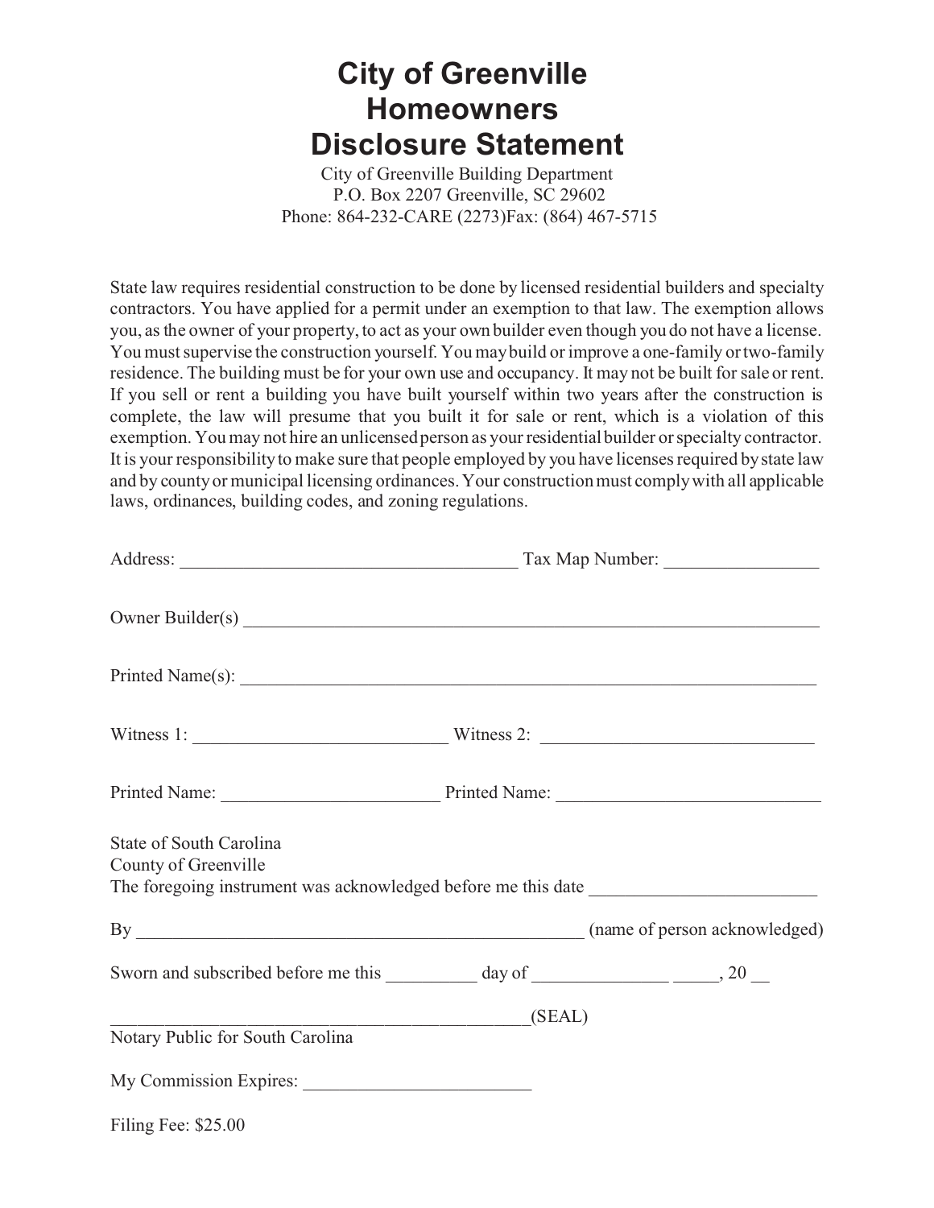# City of Greenville Homeowners Disclosure Statement

City of Greenville Building Department
P.O. Box 2207 Greenville, SC 29602
Phone: 864-232-CARE (2273)Fax: (864) 467-5715

State law requires residential construction to be done by licensed residential builders and specialty contractors. You have applied for a permit under an exemption to that law. The exemption allows you, as the owner of your property, to act as your own builder even though you do not have a license. You must supervise the construction yourself. You may build or improve a one-family or two-family residence. The building must be for your own use and occupancy. It may not be built for sale or rent. If you sell or rent a building you have built yourself within two years after the construction is complete, the law will presume that you built it for sale or rent, which is a violation of this exemption. You may not hire an unlicensed person as your residential builder or specialty contractor. It is your responsibility to make sure that people employed by you have licenses required by state law and by county or municipal licensing ordinances. Your construction must comply with all applicable laws, ordinances, building codes, and zoning regulations.

Address: ______________________________________ Tax Map Number: ________________

Owner Builder(s) ____________________________________________________________

Printed Name(s): ____________________________________________________________

Witness 1: ____________________________ Witness 2: ______________________________

Printed Name: ________________________ Printed Name: _____________________________

State of South Carolina
County of Greenville
The foregoing instrument was acknowledged before me this date ________________________

By __________________________________________________ (name of person acknowledged)

Sworn and subscribed before me this __________ day of _______________ _____, 20 __

______________________________________________(SEAL)
Notary Public for South Carolina

My Commission Expires: ________________________

Filing Fee: $25.00